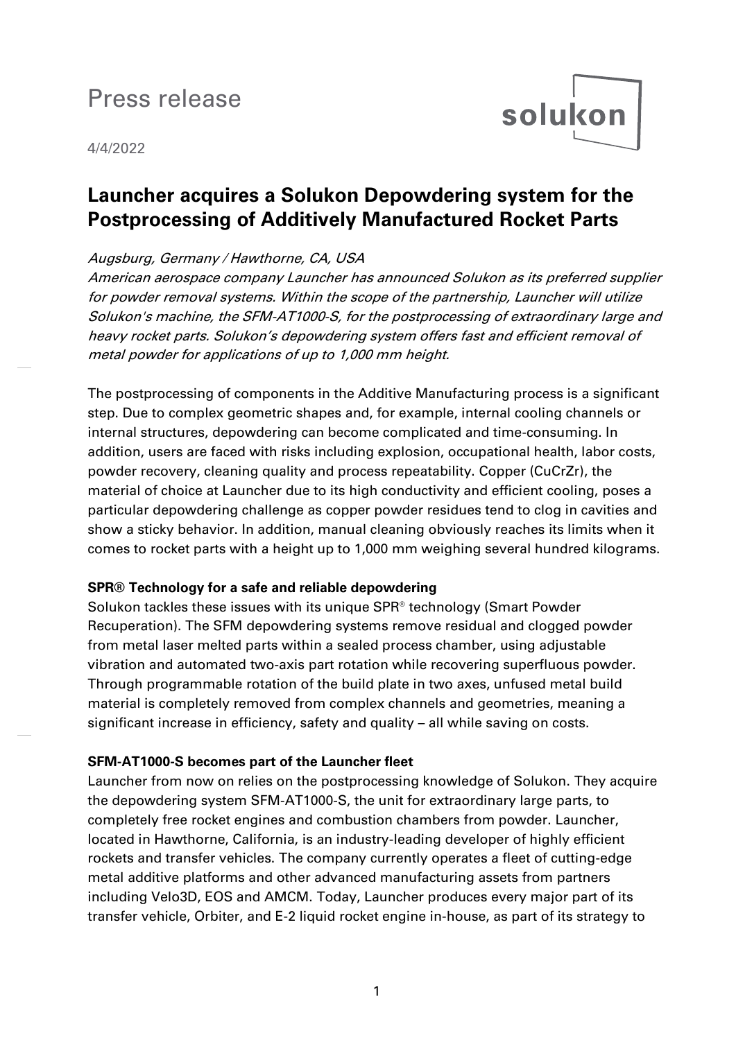# Press release

4/4/2022

## Launcher acquires a Solukon Depowdering system for the Postprocessing of Additively Manufactured Rocket Parts

*Augsburg, Germany / Hawthorne, CA, USA*

*American aerospace company Launcher has announced Solukon as its preferred supplier for powder removal systems. Within the scope of the partnership, Launcher will utilize Solukon's machine, the SFM-AT1000-S, for the postprocessing of extraordinary large and heavy rocket parts. Solukon's depowdering system offers fast and efficient removal of metal powder for applications of up to 1,000 mm height.*

The postprocessing of components in the Additive Manufacturing process is a significant step. Due to complex geometric shapes and, for example, internal cooling channels or internal structures, depowdering can become complicated and time-consuming. In addition, users are faced with risks including explosion, occupational health, labor costs, powder recovery, cleaning quality and process repeatability. Copper (CuCrZr), the material of choice at Launcher due to its high conductivity and efficient cooling, poses a particular depowdering challenge as copper powder residues tend to clog in cavities and show a sticky behavior. In addition, manual cleaning obviously reaches its limits when it comes to rocket parts with a height up to 1,000 mm weighing several hundred kilograms.

### SPR® Technology for a safe and reliable depowdering

Solukon tackles these issues with its unique SPR® technology (Smart Powder Recuperation). The SFM depowdering systems remove residual and clogged powder from metal laser melted parts within a sealed process chamber, using adjustable vibration and automated two-axis part rotation while recovering superfluous powder. Through programmable rotation of the build plate in two axes, unfused metal build material is completely removed from complex channels and geometries, meaning a significant increase in efficiency, safety and quality – all while saving on costs.

### SFM-AT1000-S becomes part of the Launcher fleet

Launcher from now on relies on the postprocessing knowledge of Solukon. They acquire the depowdering system SFM-AT1000-S, the unit for extraordinary large parts, to completely free rocket engines and combustion chambers from powder. Launcher, located in Hawthorne, California, is an industry-leading developer of highly efficient rockets and transfer vehicles. The company currently operates a fleet of cutting-edge metal additive platforms and other advanced manufacturing assets from partners including Velo3D, EOS and AMCM. Today, Launcher produces every major part of its transfer vehicle, Orbiter, and E-2 liquid rocket engine in-house, as part of its strategy to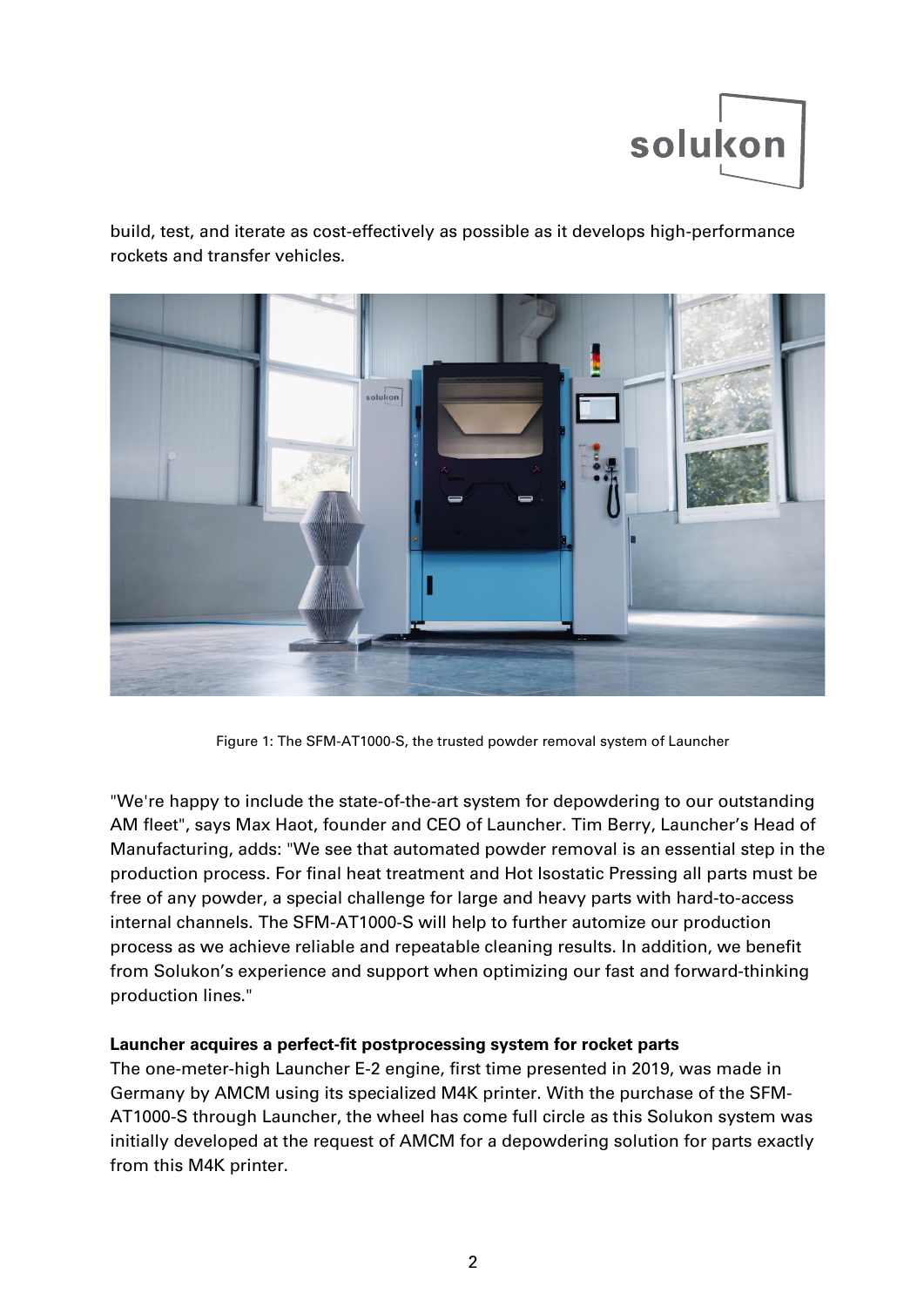build, test, and iterate as cost-effectively as possible as it develops high-performance rockets and transfer vehicles.

Figure 1: The SFM-AT1000-S, the trusted powder removal system of Launcher

"We're happy to include the state-of-the-art system for depowdering to our outstanding AM fleet", says Max Haot, founder and CEO of Launcher. Tim Berry, Launcher's Head of Manufacturing, adds: "We see that automated powder removal is an essential step in the production process. For final heat treatment and Hot Isostatic Pressing all parts must be free of any powder, a special challenge for large and heavy parts with hard-to-access internal channels. The SFM-AT1000-S will help to further automize our production process as we achieve reliable and repeatable cleaning results. In addition, we benefit from Solukon's experience and support when optimizing our fast and forward-thinking production lines."

**Launcher acquires a perfect-fit postprocessing system for rocket parts**

The one-meter-high Launcher E-2 engine, first time presented in 2019, was made in Germany by AMCM using its specialized M4K printer. With the purchase of the SFM-AT1000-S through Launcher, the wheel has come full circle as this Solukon system was initially developed at the request of AMCM for a depowdering solution for parts exactly from this M4K printer.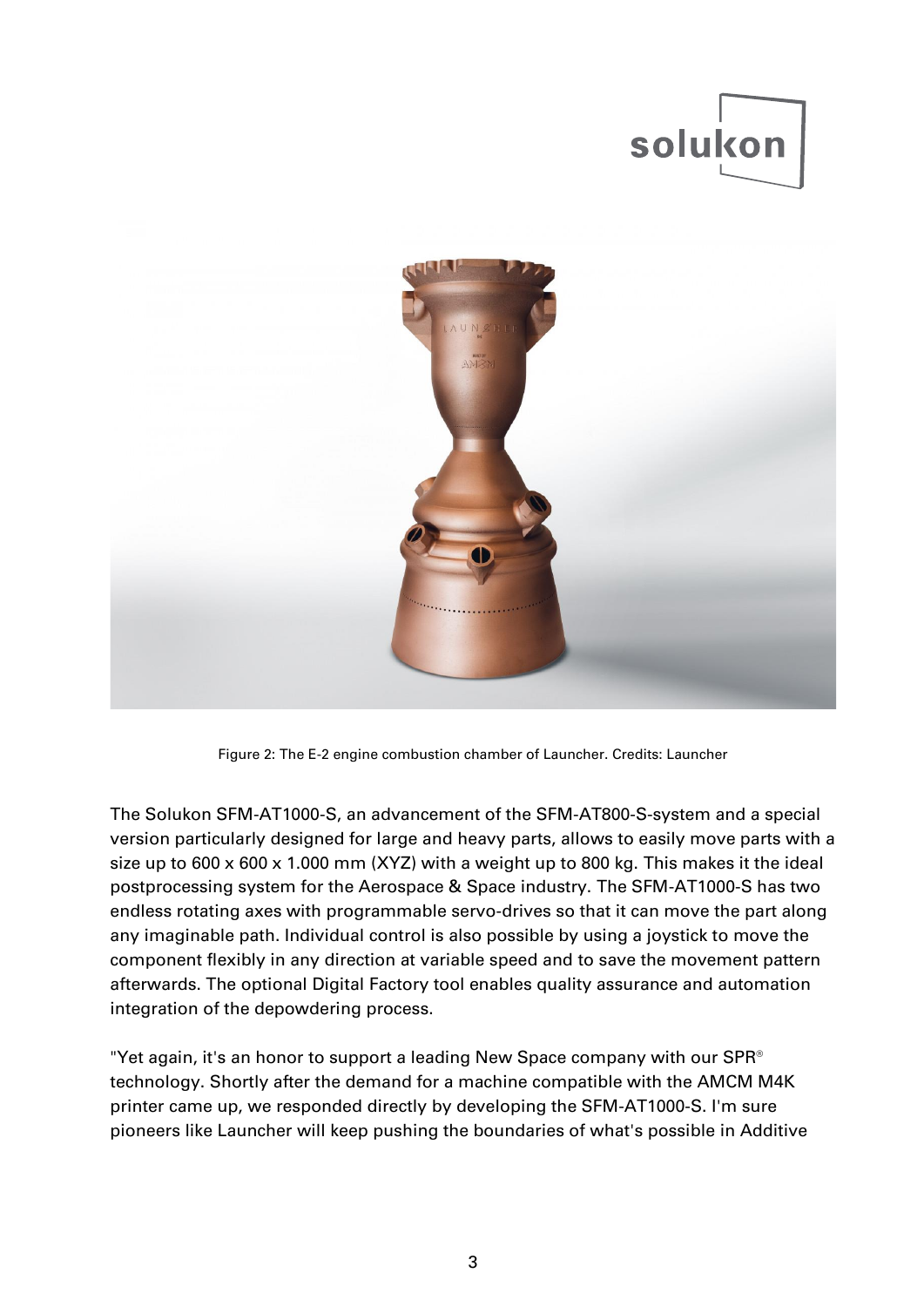Figure 2: The E-2 engine combustion chamber of Launcher. Credits: Launcher

The Solukon SFM-AT1000-S, an advancement of the SFM-AT800-S-system and a special version particularly designed for large and heavy parts, allows to easily move parts with a size up to 600 x 600 x 1.000 mm (XYZ) with a weight up to 800 kg. This makes it the ideal postprocessing system for the Aerospace & Space industry. The SFM-AT1000-S has two endless rotating axes with programmable servo-drives so that it can move the part along any imaginable path. Individual control is also possible by using a joystick to move the component flexibly in any direction at variable speed and to save the movement pattern afterwards. The optional Digital Factory tool enables quality assurance and automation integration of the depowdering process.

"Yet again, it's an honor to support a leading New Space company with our SPR® technology. Shortly after the demand for a machine compatible with the AMCM M4K printer came up, we responded directly by developing the SFM-AT1000-S. I'm sure pioneers like Launcher will keep pushing the boundaries of what's possible in Additive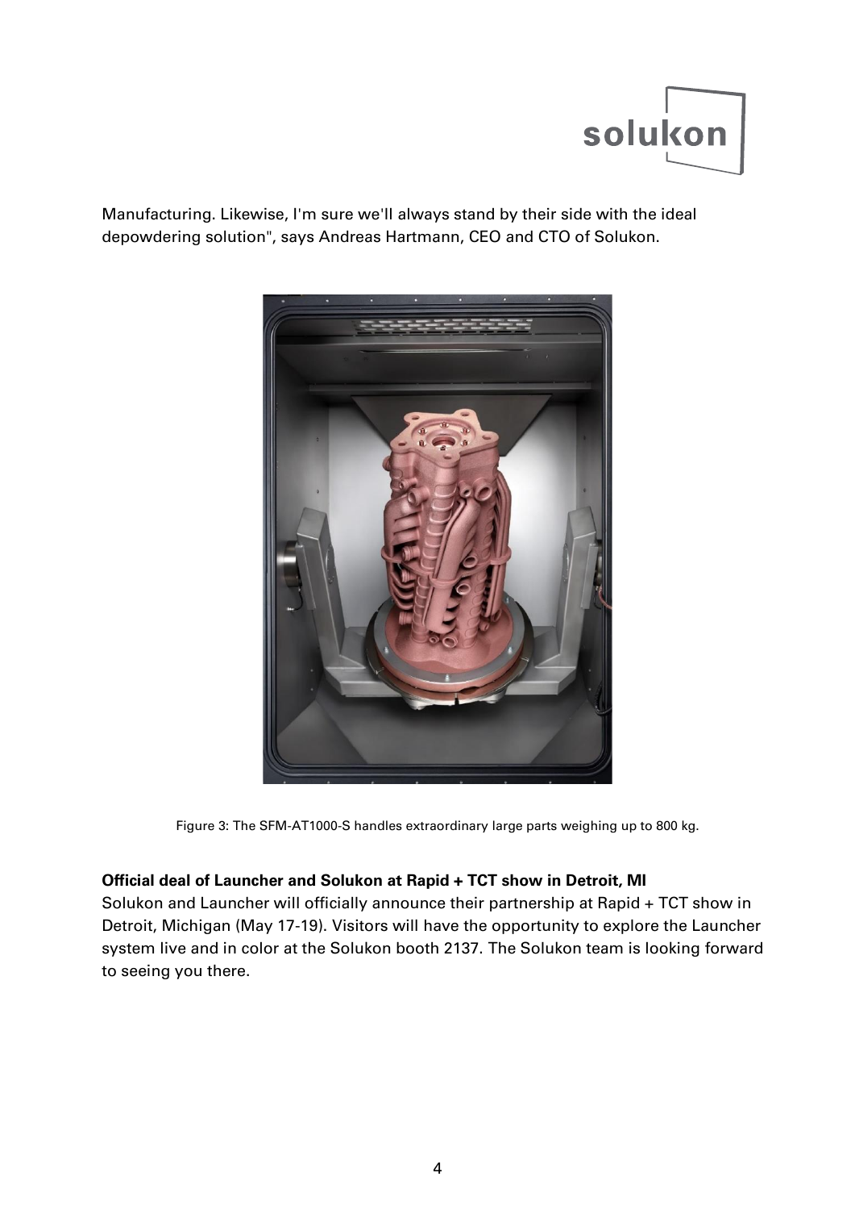Manufacturing. Likewise, I'm sure we'll always stand by their side with the ideal depowdering solution", says Andreas Hartmann, CEO and CTO of Solukon.

Figure 3: The SFM-AT1000-S handles extraordinary large parts weighing up to 800 kg.

**Official deal of Launcher and Solukon at Rapid + TCT show in Detroit, MI**

Solukon and Launcher will officially announce their partnership at Rapid + TCT show in Detroit, Michigan (May 17-19). Visitors will have the opportunity to explore the Launcher system live and in color at the Solukon booth 2137. The Solukon team is looking forward to seeing you there.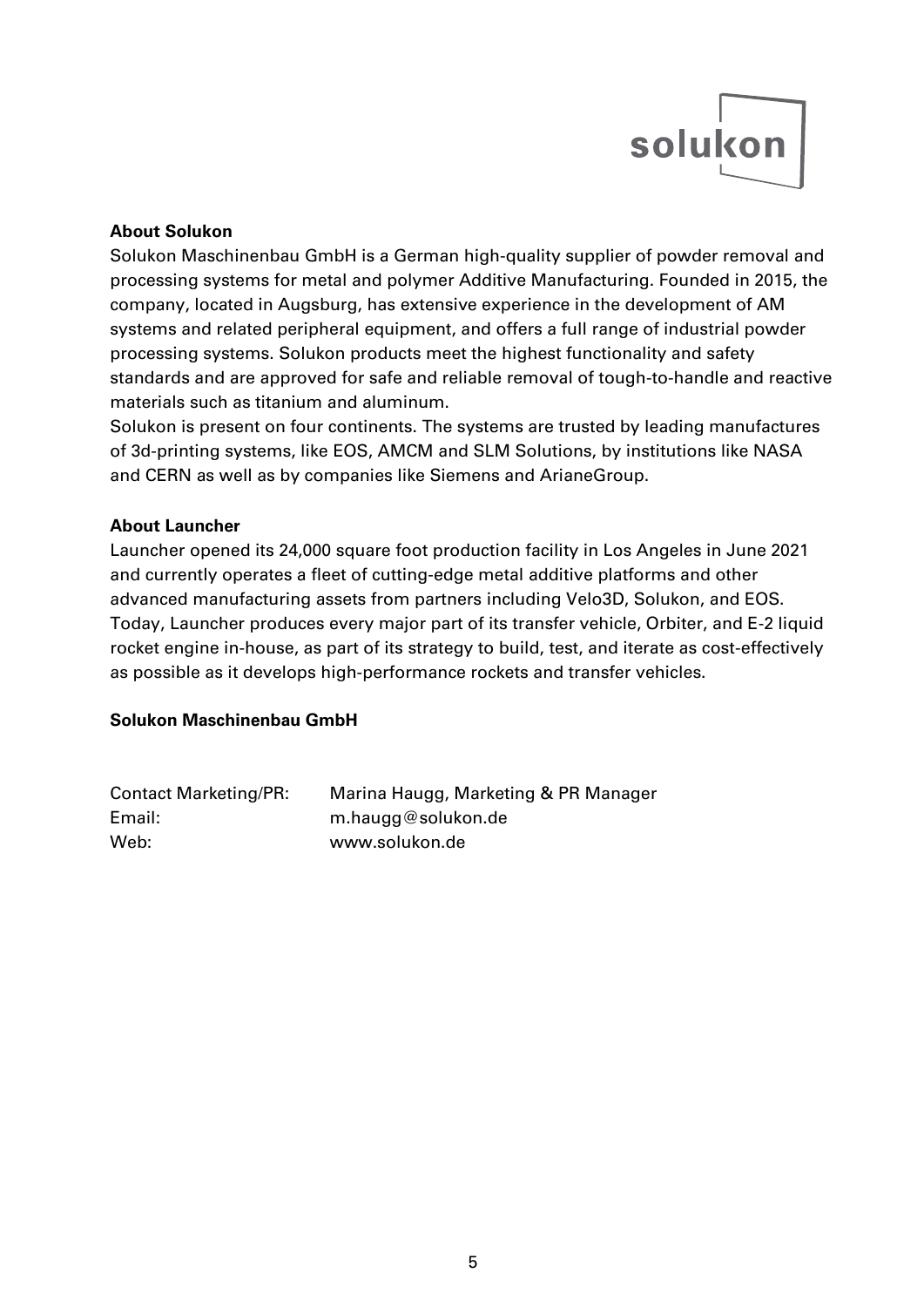**About Solukon**

Solukon Maschinenbau GmbH is a German high-quality supplier of powder removal and processing systems for metal and polymer Additive Manufacturing. Founded in 2015, the company, located in Augsburg, has extensive experience in the development of AM systems and related peripheral equipment, and offers a full range of industrial powder processing systems. Solukon products meet the highest functionality and safety standards and are approved for safe and reliable removal of tough-to-handle and reactive materials such as titanium and aluminum.

Solukon is present on four continents. The systems are trusted by leading manufactures of 3d-printing systems, like EOS, AMCM and SLM Solutions, by institutions like NASA and CERN as well as by companies like Siemens and ArianeGroup.

**About Launcher**

Launcher opened its 24,000 square foot production facility in Los Angeles in June 2021 and currently operates a fleet of cutting-edge metal additive platforms and other advanced manufacturing assets from partners including Velo3D, Solukon, and EOS. Today, Launcher produces every major part of its transfer vehicle, Orbiter, and E-2 liquid rocket engine in-house, as part of its strategy to build, test, and iterate as cost-effectively as possible as it develops high-performance rockets and transfer vehicles.

**Solukon Maschinenbau GmbH**

| | |
|---|---|
| Contact Marketing/PR: | Marina Haugg, Marketing & PR Manager |
| Email: | m.haugg@solukon.de |
| Web: | www.solukon.de |